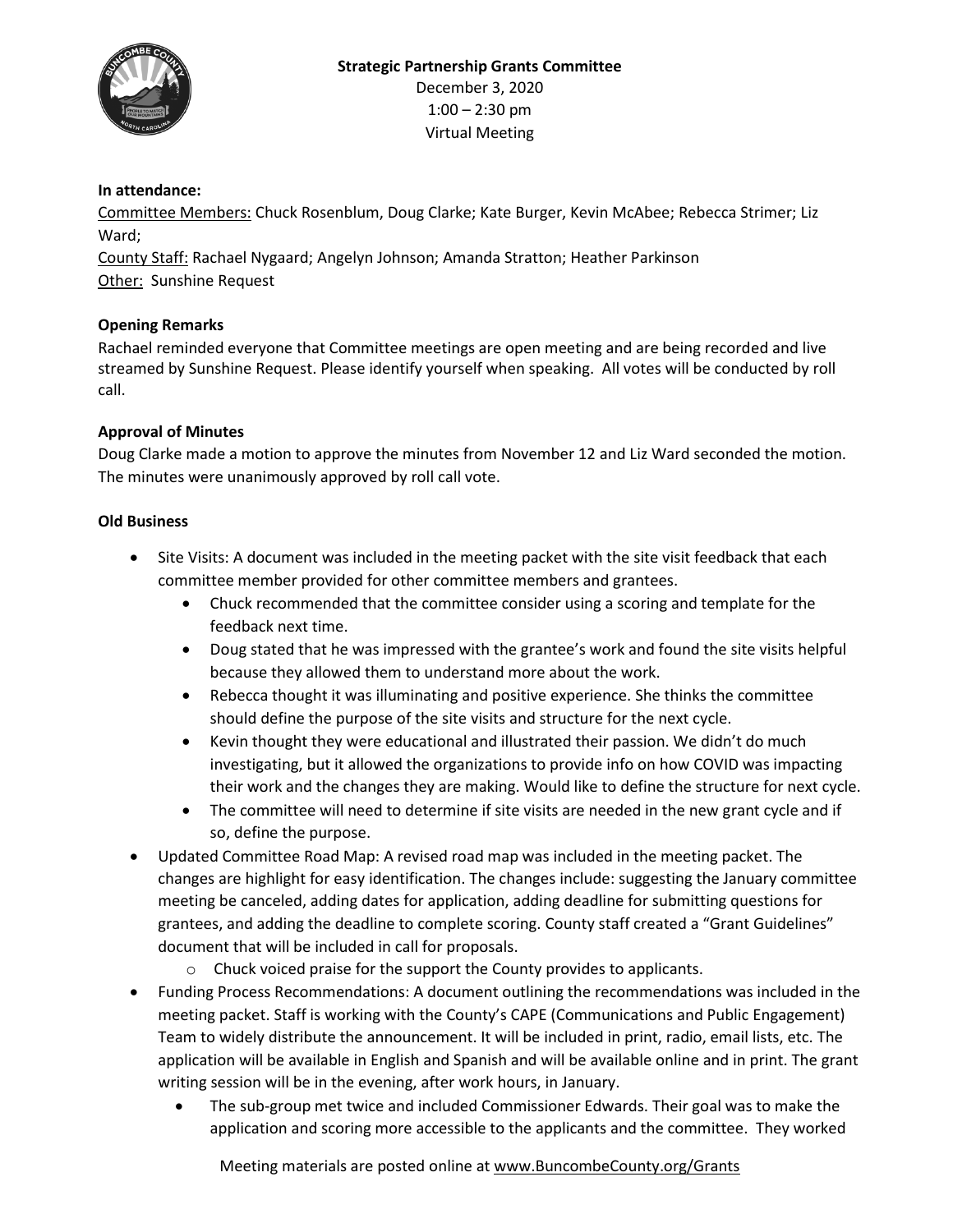**Strategic Partnership Grants Committee**

December 3, 2020

1:00 – 2:30 pm

Virtual Meeting

**In attendance:**

Committee Members: Chuck Rosenblum, Doug Clarke; Kate Burger, Kevin McAbee; Rebecca Strimer; Liz Ward;

County Staff: Rachael Nygaard; Angelyn Johnson; Amanda Stratton; Heather Parkinson

Other: Sunshine Request

**Opening Remarks**

Rachael reminded everyone that Committee meetings are open meeting and are being recorded and live streamed by Sunshine Request. Please identify yourself when speaking. All votes will be conducted by roll call.

**Approval of Minutes**

Doug Clarke made a motion to approve the minutes from November 12 and Liz Ward seconded the motion. The minutes were unanimously approved by roll call vote.

**Old Business**

- Site Visits: A document was included in the meeting packet with the site visit feedback that each committee member provided for other committee members and grantees.
  - Chuck recommended that the committee consider using a scoring and template for the feedback next time.
  - Doug stated that he was impressed with the grantee's work and found the site visits helpful because they allowed them to understand more about the work.
  - Rebecca thought it was illuminating and positive experience. She thinks the committee should define the purpose of the site visits and structure for the next cycle.
  - Kevin thought they were educational and illustrated their passion. We didn't do much investigating, but it allowed the organizations to provide info on how COVID was impacting their work and the changes they are making. Would like to define the structure for next cycle.
  - The committee will need to determine if site visits are needed in the new grant cycle and if so, define the purpose.
- Updated Committee Road Map: A revised road map was included in the meeting packet. The changes are highlight for easy identification. The changes include: suggesting the January committee meeting be canceled, adding dates for application, adding deadline for submitting questions for grantees, and adding the deadline to complete scoring. County staff created a "Grant Guidelines" document that will be included in call for proposals.
  - Chuck voiced praise for the support the County provides to applicants.
- Funding Process Recommendations: A document outlining the recommendations was included in the meeting packet. Staff is working with the County's CAPE (Communications and Public Engagement) Team to widely distribute the announcement. It will be included in print, radio, email lists, etc. The application will be available in English and Spanish and will be available online and in print. The grant writing session will be in the evening, after work hours, in January.
  - The sub-group met twice and included Commissioner Edwards. Their goal was to make the application and scoring more accessible to the applicants and the committee. They worked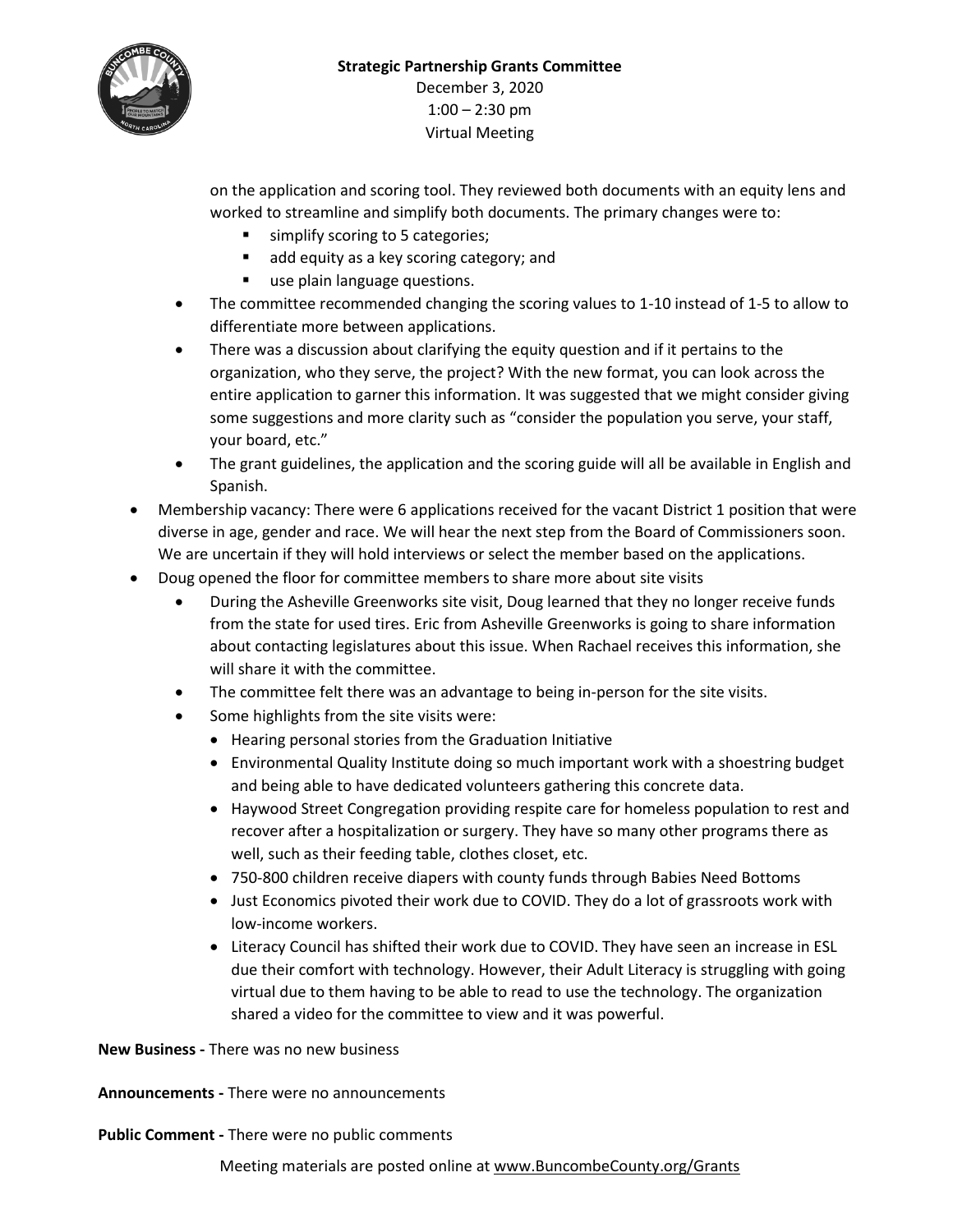on the application and scoring tool. They reviewed both documents with an equity lens and worked to streamline and simplify both documents. The primary changes were to:
    - simplify scoring to 5 categories;
    - add equity as a key scoring category; and
    - use plain language questions.
  - The committee recommended changing the scoring values to 1-10 instead of 1-5 to allow to differentiate more between applications.
  - There was a discussion about clarifying the equity question and if it pertains to the organization, who they serve, the project? With the new format, you can look across the entire application to garner this information. It was suggested that we might consider giving some suggestions and more clarity such as "consider the population you serve, your staff, your board, etc."
  - The grant guidelines, the application and the scoring guide will all be available in English and Spanish.
- Membership vacancy: There were 6 applications received for the vacant District 1 position that were diverse in age, gender and race. We will hear the next step from the Board of Commissioners soon. We are uncertain if they will hold interviews or select the member based on the applications.
- Doug opened the floor for committee members to share more about site visits
  - During the Asheville Greenworks site visit, Doug learned that they no longer receive funds from the state for used tires. Eric from Asheville Greenworks is going to share information about contacting legislatures about this issue. When Rachael receives this information, she will share it with the committee.
  - The committee felt there was an advantage to being in-person for the site visits.
  - Some highlights from the site visits were:
    - Hearing personal stories from the Graduation Initiative
    - Environmental Quality Institute doing so much important work with a shoestring budget and being able to have dedicated volunteers gathering this concrete data.
    - Haywood Street Congregation providing respite care for homeless population to rest and recover after a hospitalization or surgery. They have so many other programs there as well, such as their feeding table, clothes closet, etc.
    - 750-800 children receive diapers with county funds through Babies Need Bottoms
    - Just Economics pivoted their work due to COVID. They do a lot of grassroots work with low-income workers.
    - Literacy Council has shifted their work due to COVID. They have seen an increase in ESL due their comfort with technology. However, their Adult Literacy is struggling with going virtual due to them having to be able to read to use the technology. The organization shared a video for the committee to view and it was powerful.

**New Business -** There was no new business

**Announcements -** There were no announcements

**Public Comment -** There were no public comments

Meeting materials are posted online at www.BuncombeCounty.org/Grants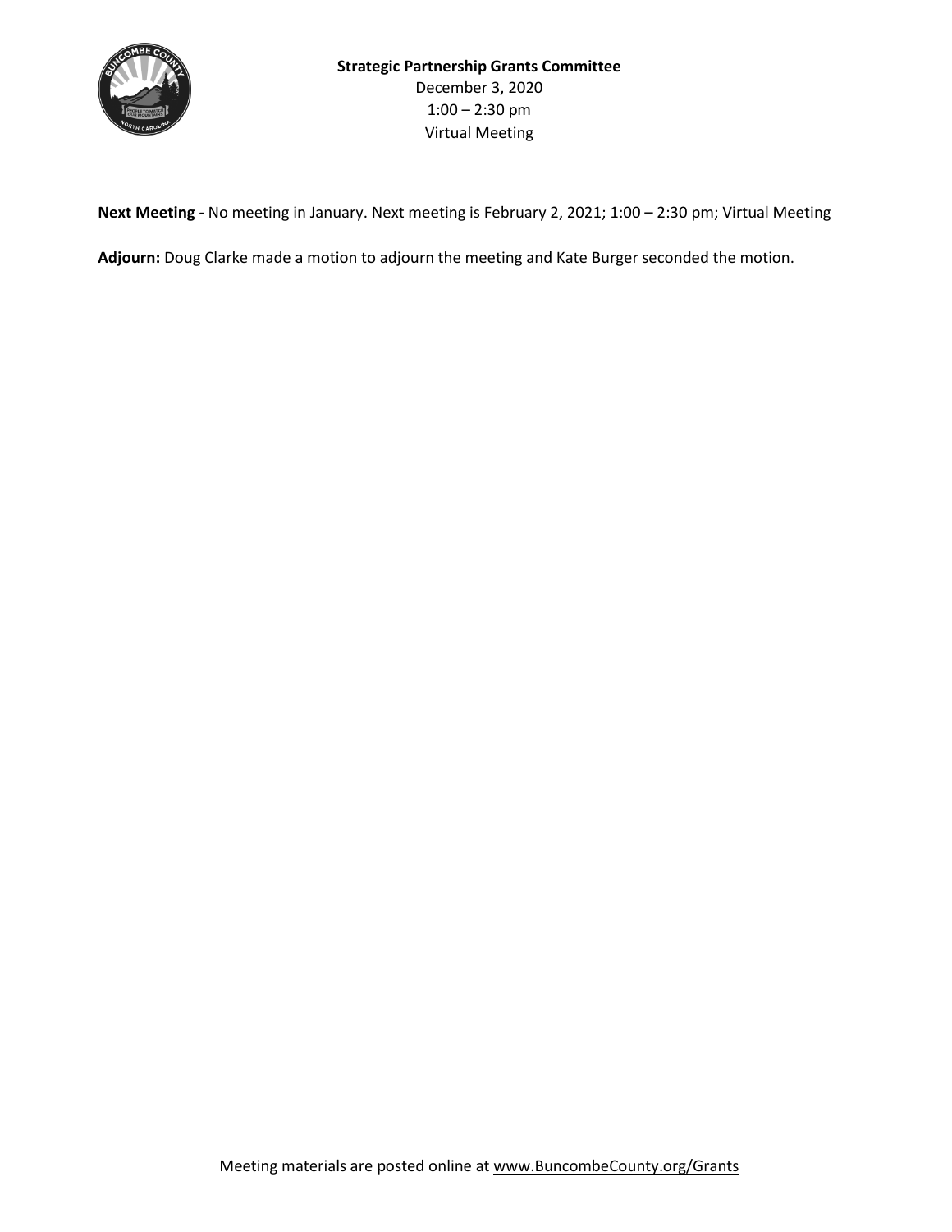**Strategic Partnership Grants Committee**
December 3, 2020
1:00 – 2:30 pm
Virtual Meeting

**Next Meeting -** No meeting in January. Next meeting is February 2, 2021; 1:00 – 2:30 pm; Virtual Meeting

**Adjourn:** Doug Clarke made a motion to adjourn the meeting and Kate Burger seconded the motion.

Meeting materials are posted online at www.BuncombeCounty.org/Grants